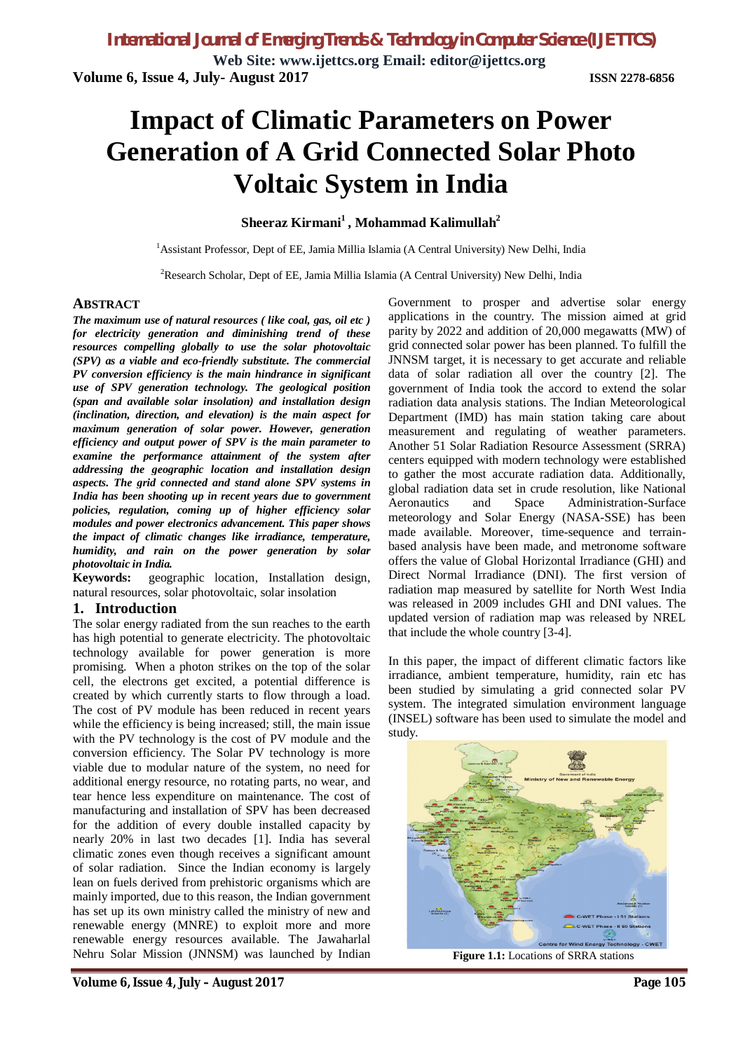# Impact of Climatic Parameters on Power Generation of A Grid Connected Solar Photo Voltaic System in India

**Sheeraz Kirmani[1] , Mohammad Kalimullah[2]**

[1]Assistant Professor, Dept of EE, Jamia Millia Islamia (A Central University) New Delhi, India

[2]Research Scholar, Dept of EE, Jamia Millia Islamia (A Central University) New Delhi, India

## ABSTRACT

***The maximum use of natural resources ( like coal, gas, oil etc ) for electricity generation and diminishing trend of these resources compelling globally to use the solar photovoltaic (SPV) as a viable and eco-friendly substitute. The commercial PV conversion efficiency is the main hindrance in significant use of SPV generation technology. The geological position (span and available solar insolation) and installation design (inclination, direction, and elevation) is the main aspect for maximum generation of solar power. However, generation efficiency and output power of SPV is the main parameter to examine the performance attainment of the system after addressing the geographic location and installation design aspects. The grid connected and stand alone SPV systems in India has been shooting up in recent years due to government policies, regulation, coming up of higher efficiency solar modules and power electronics advancement. This paper shows the impact of climatic changes like irradiance, temperature, humidity, and rain on the power generation by solar photovoltaic in India.***

**Keywords:** geographic location, Installation design, natural resources, solar photovoltaic, solar insolation

## 1. Introduction

The solar energy radiated from the sun reaches to the earth has high potential to generate electricity. The photovoltaic technology available for power generation is more promising. When a photon strikes on the top of the solar cell, the electrons get excited, a potential difference is created by which currently starts to flow through a load. The cost of PV module has been reduced in recent years while the efficiency is being increased; still, the main issue with the PV technology is the cost of PV module and the conversion efficiency. The Solar PV technology is more viable due to modular nature of the system, no need for additional energy resource, no rotating parts, no wear, and tear hence less expenditure on maintenance. The cost of manufacturing and installation of SPV has been decreased for the addition of every double installed capacity by nearly 20% in last two decades [1]. India has several climatic zones even though receives a significant amount of solar radiation. Since the Indian economy is largely lean on fuels derived from prehistoric organisms which are mainly imported, due to this reason, the Indian government has set up its own ministry called the ministry of new and renewable energy (MNRE) to exploit more and more renewable energy resources available. The Jawaharlal Nehru Solar Mission (JNNSM) was launched by Indian Government to prosper and advertise solar energy applications in the country. The mission aimed at grid parity by 2022 and addition of 20,000 megawatts (MW) of grid connected solar power has been planned. To fulfill the JNNSM target, it is necessary to get accurate and reliable data of solar radiation all over the country [2]. The government of India took the accord to extend the solar radiation data analysis stations. The Indian Meteorological Department (IMD) has main station taking care about measurement and regulating of weather parameters. Another 51 Solar Radiation Resource Assessment (SRRA) centers equipped with modern technology were established to gather the most accurate radiation data. Additionally, global radiation data set in crude resolution, like National Aeronautics and Space Administration-Surface meteorology and Solar Energy (NASA-SSE) has been made available. Moreover, time-sequence and terrain-based analysis have been made, and metronome software offers the value of Global Horizontal Irradiance (GHI) and Direct Normal Irradiance (DNI). The first version of radiation map measured by satellite for North West India was released in 2009 includes GHI and DNI values. The updated version of radiation map was released by NREL that include the whole country [3-4].

In this paper, the impact of different climatic factors like irradiance, ambient temperature, humidity, rain etc has been studied by simulating a grid connected solar PV system. The integrated simulation environment language (INSEL) software has been used to simulate the model and study.

**Figure 1.1:** Locations of SRRA stations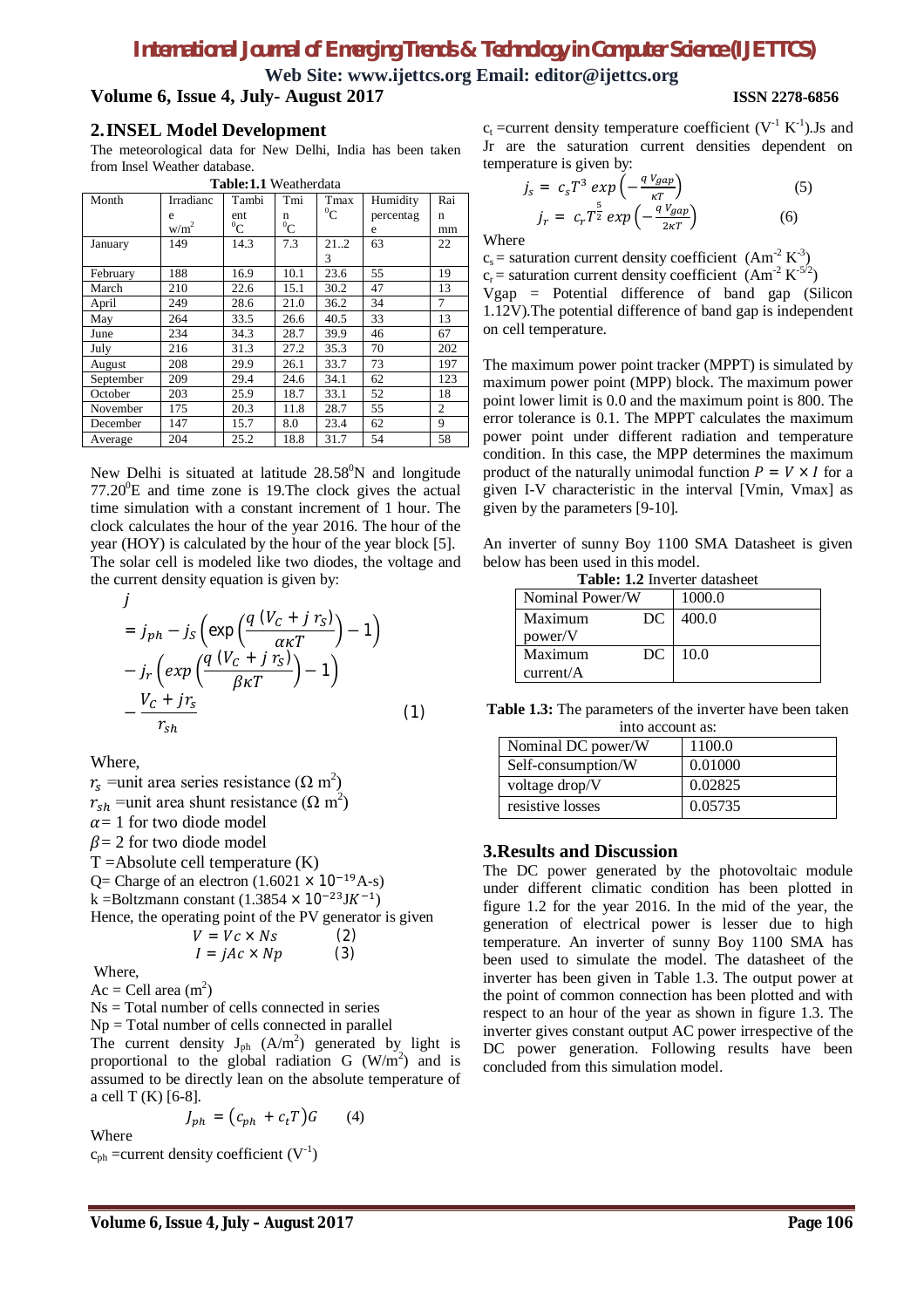## 2. INSEL Model Development

The meteorological data for New Delhi, India has been taken from Insel Weather database.

**Table:1.1** Weatherdata

| Month | Irradiance w/m$^2$ | Tambient $^0$C | Tmin $^0$C | Tmax $^0$C | Humidity percentage | Rain mm |
|---|---|---|---|---|---|---|
| January | 149 | 14.3 | 7.3 | 21..23 | 63 | 22 |
| February | 188 | 16.9 | 10.1 | 23.6 | 55 | 19 |
| March | 210 | 22.6 | 15.1 | 30.2 | 47 | 13 |
| April | 249 | 28.6 | 21.0 | 36.2 | 34 | 7 |
| May | 264 | 33.5 | 26.6 | 40.5 | 33 | 13 |
| June | 234 | 34.3 | 28.7 | 39.9 | 46 | 67 |
| July | 216 | 31.3 | 27.2 | 35.3 | 70 | 202 |
| August | 208 | 29.9 | 26.1 | 33.7 | 73 | 197 |
| September | 209 | 29.4 | 24.6 | 34.1 | 62 | 123 |
| October | 203 | 25.9 | 18.7 | 33.1 | 52 | 18 |
| November | 175 | 20.3 | 11.8 | 28.7 | 55 | 2 |
| December | 147 | 15.7 | 8.0 | 23.4 | 62 | 9 |
| Average | 204 | 25.2 | 18.8 | 31.7 | 54 | 58 |

New Delhi is situated at latitude 28.58$^0$N and longitude 77.20$^0$E and time zone is 19.The clock gives the actual time simulation with a constant increment of 1 hour. The clock calculates the hour of the year 2016. The hour of the year (HOY) is calculated by the hour of the year block [5]. The solar cell is modeled like two diodes, the voltage and the current density equation is given by:

$$j = j_{ph} - j_S\left(\exp\left(\frac{q\,(V_C + j\,r_S)}{\alpha\kappa T}\right) - 1\right) - j_r\left(exp\left(\frac{q\,(V_C + j\,r_S)}{\beta\kappa T}\right) - 1\right) - \frac{V_C + jr_s}{r_{sh}} \qquad (1)$$

Where,

$r_s$ =unit area series resistance ($\Omega$ m$^2$)

$r_{sh}$ =unit area shunt resistance ($\Omega$ m$^2$)

$\alpha$= 1 for two diode model

$\beta$= 2 for two diode model

T =Absolute cell temperature (K)

Q= Charge of an electron ($1.6021 \times 10^{-19}$A-s)

k =Boltzmann constant ($1.3854 \times 10^{-23} JK^{-1}$)

Hence, the operating point of the PV generator is given

$$V = Vc \times Ns \qquad (2)$$

$$I = jAc \times Np \qquad (3)$$

Where,

Ac = Cell area (m$^2$)

Ns = Total number of cells connected in series

Np = Total number of cells connected in parallel

The current density $J_{ph}$ (A/m$^2$) generated by light is proportional to the global radiation G (W/m$^2$) and is assumed to be directly lean on the absolute temperature of a cell T (K) [6-8].

$$J_{ph} = (c_{ph} + c_t T)G \qquad (4)$$

Where

$c_{ph}$ =current density coefficient (V$^{-1}$)

$c_t$ =current density temperature coefficient (V$^{-1}$ K$^{-1}$).Js and Jr are the saturation current densities dependent on temperature is given by:

$$j_s = c_s T^3\, exp\left(-\frac{q\,V_{gap}}{\kappa T}\right) \qquad (5)$$

$$j_r = c_r T^{\frac{5}{2}}\, exp\left(-\frac{q\,V_{gap}}{2\kappa T}\right) \qquad (6)$$

Where

$c_s$ = saturation current density coefficient (Am$^{-2}$ K$^{-3}$)

$c_r$ = saturation current density coefficient (Am$^{-2}$ K$^{-5/2}$)

Vgap = Potential difference of band gap (Silicon 1.12V).The potential difference of band gap is independent on cell temperature.

The maximum power point tracker (MPPT) is simulated by maximum power point (MPP) block. The maximum power point lower limit is 0.0 and the maximum point is 800. The error tolerance is 0.1. The MPPT calculates the maximum power point under different radiation and temperature condition. In this case, the MPP determines the maximum product of the naturally unimodal function $P = V \times I$ for a given I-V characteristic in the interval [Vmin, Vmax] as given by the parameters [9-10].

An inverter of sunny Boy 1100 SMA Datasheet is given below has been used in this model.

**Table: 1.2** Inverter datasheet

| Nominal Power/W | 1000.0 |
|---|---|
| Maximum DC power/V | 400.0 |
| Maximum DC current/A | 10.0 |

**Table 1.3:** The parameters of the inverter have been taken into account as:

| Nominal DC power/W | 1100.0 |
|---|---|
| Self-consumption/W | 0.01000 |
| voltage drop/V | 0.02825 |
| resistive losses | 0.05735 |

## 3. Results and Discussion

The DC power generated by the photovoltaic module under different climatic condition has been plotted in figure 1.2 for the year 2016. In the mid of the year, the generation of electrical power is lesser due to high temperature. An inverter of sunny Boy 1100 SMA has been used to simulate the model. The datasheet of the inverter has been given in Table 1.3. The output power at the point of common connection has been plotted and with respect to an hour of the year as shown in figure 1.3. The inverter gives constant output AC power irrespective of the DC power generation. Following results have been concluded from this simulation model.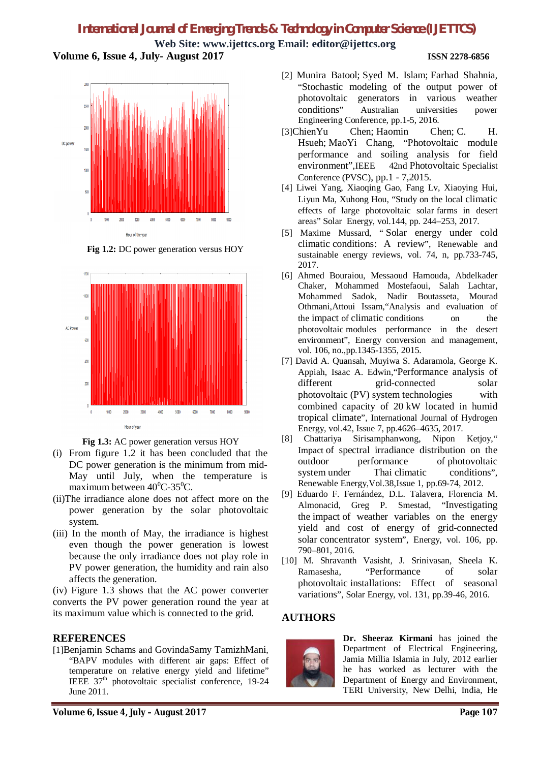Fig 1.2: DC power generation versus HOY

Fig 1.3: AC power generation versus HOY

(i) From figure 1.2 it has been concluded that the DC power generation is the minimum from mid-May until July, when the temperature is maximum between $40^0$C-$35^0$C.

(ii)The irradiance alone does not affect more on the power generation by the solar photovoltaic system.

(iii) In the month of May, the irradiance is highest even though the power generation is lowest because the only irradiance does not play role in PV power generation, the humidity and rain also affects the generation.

(iv) Figure 1.3 shows that the AC power converter converts the PV power generation round the year at its maximum value which is connected to the grid.

## REFERENCES

[1]Benjamin Schams and GovindaSamy TamizhMani, "BAPV modules with different air gaps: Effect of temperature on relative energy yield and lifetime" IEEE 37th photovoltaic specialist conference, 19-24 June 2011.

[2] Munira Batool; Syed M. Islam; Farhad Shahnia, "Stochastic modeling of the output power of photovoltaic generators in various weather conditions" Australian universities power Engineering Conference, pp.1-5, 2016.

[3]ChienYu Chen; Haomin Chen; C. H. Hsueh; MaoYi Chang, "Photovoltaic module performance and soiling analysis for field environment",IEEE 42nd Photovoltaic Specialist Conference (PVSC), pp.1 - 7,2015.

[4] Liwei Yang, Xiaoqing Gao, Fang Lv, Xiaoying Hui, Liyun Ma, Xuhong Hou, "Study on the local climatic effects of large photovoltaic solar farms in desert areas" Solar Energy, vol.144, pp. 244–253, 2017.

[5] Maxime Mussard, " Solar energy under cold climatic conditions: A review", Renewable and sustainable energy reviews, vol. 74, n, pp.733-745, 2017.

[6] Ahmed Bouraiou, Messaoud Hamouda, Abdelkader Chaker, Mohammed Mostefaoui, Salah Lachtar, Mohammed Sadok, Nadir Boutasseta, Mourad Othmani,Attoui Issam,"Analysis and evaluation of the impact of climatic conditions on the photovoltaic modules performance in the desert environment", Energy conversion and management, vol. 106, no.,pp.1345-1355, 2015.

[7] David A. Quansah, Muyiwa S. Adaramola, George K. Appiah, Isaac A. Edwin,"Performance analysis of different grid-connected solar photovoltaic (PV) system technologies with combined capacity of 20 kW located in humid tropical climate", International Journal of Hydrogen Energy, vol.42, Issue 7, pp.4626–4635, 2017.

[8] Chattariya Sirisamphanwong, Nipon Ketjoy," Impact of spectral irradiance distribution on the outdoor performance of photovoltaic system under Thai climatic conditions", Renewable Energy,Vol.38,Issue 1, pp.69-74, 2012.

[9] Eduardo F. Fernández, D.L. Talavera, Florencia M. Almonacid, Greg P. Smestad, "Investigating the impact of weather variables on the energy yield and cost of energy of grid-connected solar concentrator system", Energy, vol. 106, pp. 790–801, 2016.

[10] M. Shravanth Vasisht, J. Srinivasan, Sheela K. Ramasesha, "Performance of solar photovoltaic installations: Effect of seasonal variations", Solar Energy, vol. 131, pp.39-46, 2016.

## AUTHORS

**Dr. Sheeraz Kirmani** has joined the Department of Electrical Engineering, Jamia Millia Islamia in July, 2012 earlier he has worked as lecturer with the Department of Energy and Environment, TERI University, New Delhi, India, He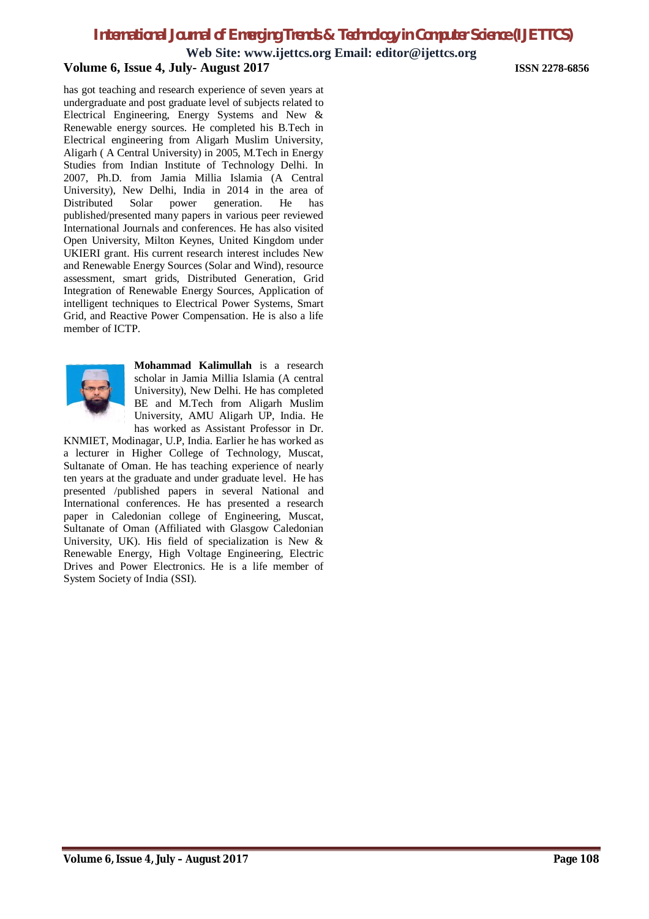has got teaching and research experience of seven years at undergraduate and post graduate level of subjects related to Electrical Engineering, Energy Systems and New & Renewable energy sources. He completed his B.Tech in Electrical engineering from Aligarh Muslim University, Aligarh ( A Central University) in 2005, M.Tech in Energy Studies from Indian Institute of Technology Delhi. In 2007, Ph.D. from Jamia Millia Islamia (A Central University), New Delhi, India in 2014 in the area of Distributed Solar power generation. He has published/presented many papers in various peer reviewed International Journals and conferences. He has also visited Open University, Milton Keynes, United Kingdom under UKIERI grant. His current research interest includes New and Renewable Energy Sources (Solar and Wind), resource assessment, smart grids, Distributed Generation, Grid Integration of Renewable Energy Sources, Application of intelligent techniques to Electrical Power Systems, Smart Grid, and Reactive Power Compensation. He is also a life member of ICTP.

**Mohammad Kalimullah** is a research scholar in Jamia Millia Islamia (A central University), New Delhi. He has completed BE and M.Tech from Aligarh Muslim University, AMU Aligarh UP, India. He has worked as Assistant Professor in Dr. KNMIET, Modinagar, U.P, India. Earlier he has worked as a lecturer in Higher College of Technology, Muscat, Sultanate of Oman. He has teaching experience of nearly ten years at the graduate and under graduate level. He has presented /published papers in several National and International conferences. He has presented a research paper in Caledonian college of Engineering, Muscat, Sultanate of Oman (Affiliated with Glasgow Caledonian University, UK). His field of specialization is New & Renewable Energy, High Voltage Engineering, Electric Drives and Power Electronics. He is a life member of System Society of India (SSI).